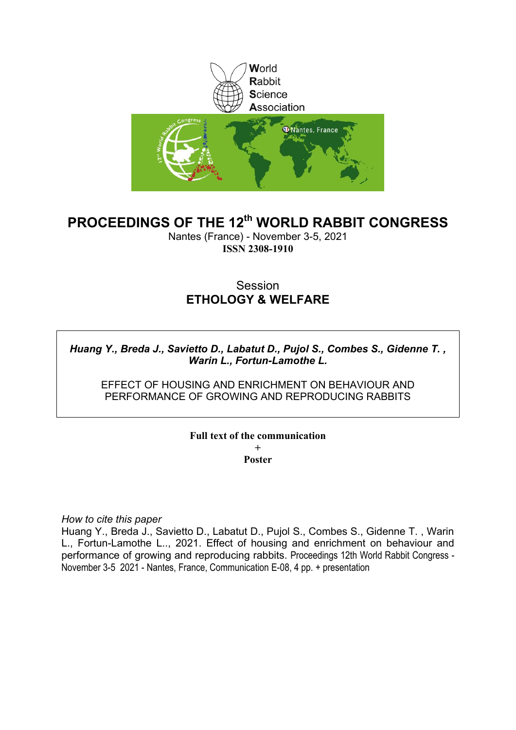World
Rabbit
Science
Association

# PROCEEDINGS OF THE 12th WORLD RABBIT CONGRESS

Nantes (France) - November 3-5, 2021

**ISSN 2308-1910**

## Session
## ETHOLOGY & WELFARE

***Huang Y., Breda J., Savietto D., Labatut D., Pujol S., Combes S., Gidenne T. , Warin L., Fortun-Lamothe L.***

EFFECT OF HOUSING AND ENRICHMENT ON BEHAVIOUR AND PERFORMANCE OF GROWING AND REPRODUCING RABBITS

**Full text of the communication**
+
**Poster**

*How to cite this paper*

Huang Y., Breda J., Savietto D., Labatut D., Pujol S., Combes S., Gidenne T. , Warin L., Fortun-Lamothe L.., 2021. Effect of housing and enrichment on behaviour and performance of growing and reproducing rabbits. Proceedings 12th World Rabbit Congress - November 3-5 2021 - Nantes, France, Communication E-08, 4 pp. + presentation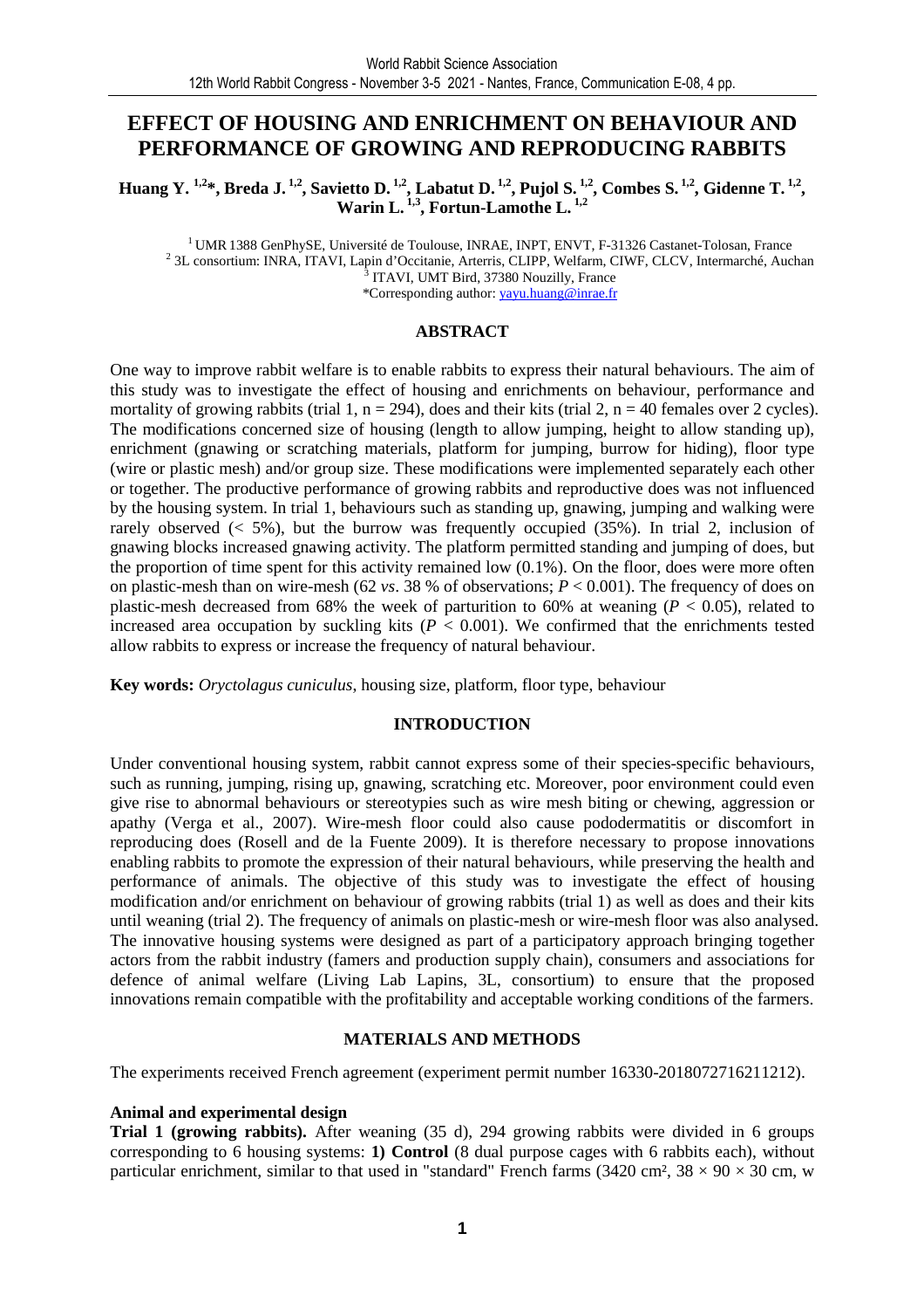# EFFECT OF HOUSING AND ENRICHMENT ON BEHAVIOUR AND PERFORMANCE OF GROWING AND REPRODUCING RABBITS

**Huang Y. [1,2]*, Breda J. [1,2], Savietto D. [1,2], Labatut D. [1,2], Pujol S. [1,2], Combes S. [1,2], Gidenne T. [1,2], Warin L. [1,3], Fortun-Lamothe L. [1,2]**

[1] UMR 1388 GenPhySE, Université de Toulouse, INRAE, INPT, ENVT, F-31326 Castanet-Tolosan, France
[2] 3L consortium: INRA, ITAVI, Lapin d'Occitanie, Arterris, CLIPP, Welfarm, CIWF, CLCV, Intermarché, Auchan
[3] ITAVI, UMT Bird, 37380 Nouzilly, France
*Corresponding author: yayu.huang@inrae.fr

## ABSTRACT

One way to improve rabbit welfare is to enable rabbits to express their natural behaviours. The aim of this study was to investigate the effect of housing and enrichments on behaviour, performance and mortality of growing rabbits (trial 1, n = 294), does and their kits (trial 2, n = 40 females over 2 cycles). The modifications concerned size of housing (length to allow jumping, height to allow standing up), enrichment (gnawing or scratching materials, platform for jumping, burrow for hiding), floor type (wire or plastic mesh) and/or group size. These modifications were implemented separately each other or together. The productive performance of growing rabbits and reproductive does was not influenced by the housing system. In trial 1, behaviours such as standing up, gnawing, jumping and walking were rarely observed (< 5%), but the burrow was frequently occupied (35%). In trial 2, inclusion of gnawing blocks increased gnawing activity. The platform permitted standing and jumping of does, but the proportion of time spent for this activity remained low (0.1%). On the floor, does were more often on plastic-mesh than on wire-mesh (62 *vs*. 38 % of observations; $P < 0.001$). The frequency of does on plastic-mesh decreased from 68% the week of parturition to 60% at weaning ($P < 0.05$), related to increased area occupation by suckling kits ($P < 0.001$). We confirmed that the enrichments tested allow rabbits to express or increase the frequency of natural behaviour.

**Key words:** *Oryctolagus cuniculus*, housing size, platform, floor type, behaviour

## INTRODUCTION

Under conventional housing system, rabbit cannot express some of their species-specific behaviours, such as running, jumping, rising up, gnawing, scratching etc. Moreover, poor environment could even give rise to abnormal behaviours or stereotypies such as wire mesh biting or chewing, aggression or apathy (Verga et al., 2007). Wire-mesh floor could also cause pododermatitis or discomfort in reproducing does (Rosell and de la Fuente 2009). It is therefore necessary to propose innovations enabling rabbits to promote the expression of their natural behaviours, while preserving the health and performance of animals. The objective of this study was to investigate the effect of housing modification and/or enrichment on behaviour of growing rabbits (trial 1) as well as does and their kits until weaning (trial 2). The frequency of animals on plastic-mesh or wire-mesh floor was also analysed. The innovative housing systems were designed as part of a participatory approach bringing together actors from the rabbit industry (famers and production supply chain), consumers and associations for defence of animal welfare (Living Lab Lapins, 3L, consortium) to ensure that the proposed innovations remain compatible with the profitability and acceptable working conditions of the farmers.

## MATERIALS AND METHODS

The experiments received French agreement (experiment permit number 16330-2018072716211212).

### Animal and experimental design

**Trial 1 (growing rabbits).** After weaning (35 d), 294 growing rabbits were divided in 6 groups corresponding to 6 housing systems: **1) Control** (8 dual purpose cages with 6 rabbits each), without particular enrichment, similar to that used in "standard" French farms (3420 cm², 38 × 90 × 30 cm, w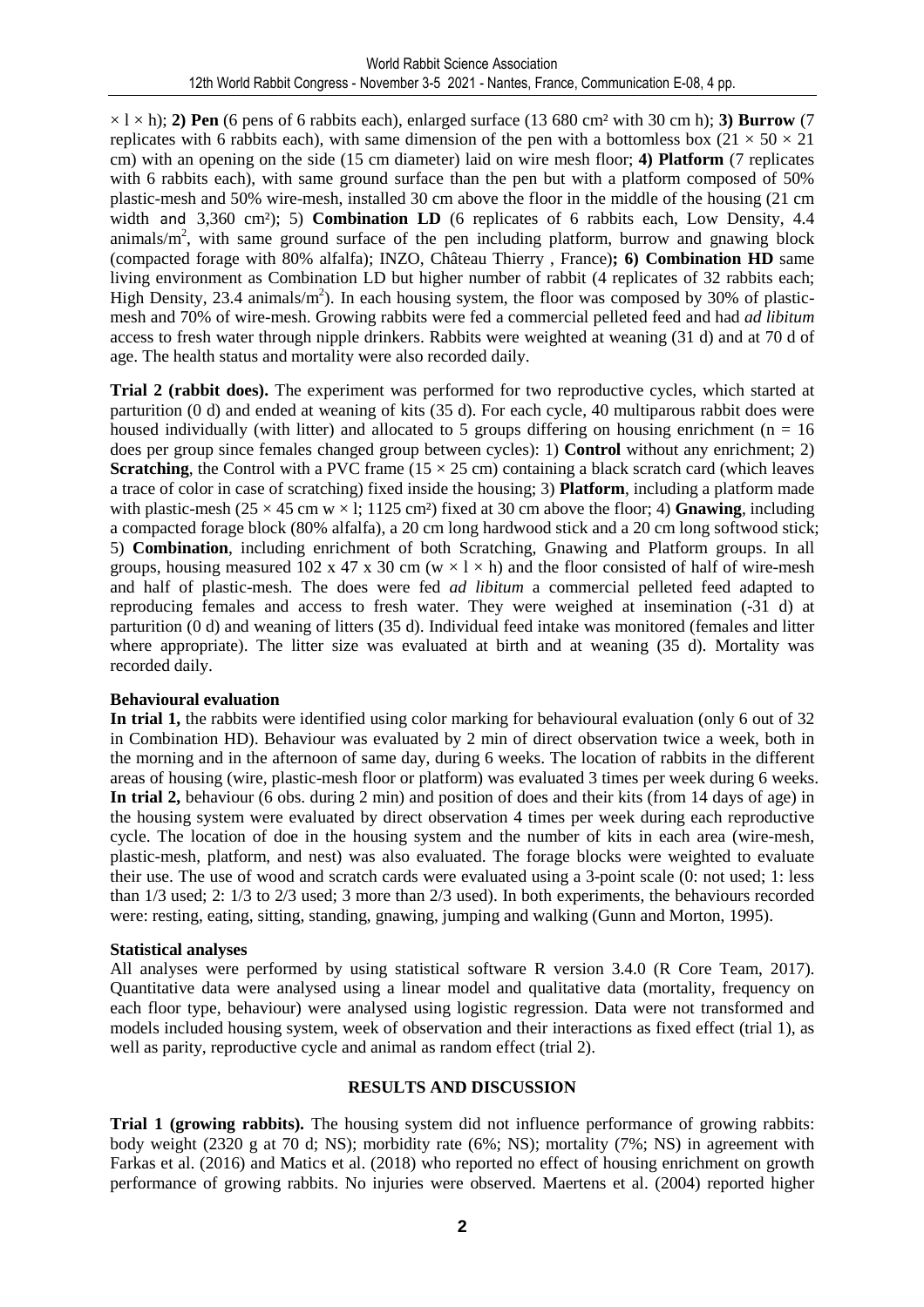× l × h); **2) Pen** (6 pens of 6 rabbits each), enlarged surface (13 680 cm² with 30 cm h); **3) Burrow** (7 replicates with 6 rabbits each), with same dimension of the pen with a bottomless box (21 × 50 × 21 cm) with an opening on the side (15 cm diameter) laid on wire mesh floor; **4) Platform** (7 replicates with 6 rabbits each), with same ground surface than the pen but with a platform composed of 50% plastic-mesh and 50% wire-mesh, installed 30 cm above the floor in the middle of the housing (21 cm width and 3,360 cm²); 5) **Combination LD** (6 replicates of 6 rabbits each, Low Density, 4.4 animals/m$^2$, with same ground surface of the pen including platform, burrow and gnawing block (compacted forage with 80% alfalfa); INZO, Château Thierry , France)**; 6) Combination HD** same living environment as Combination LD but higher number of rabbit (4 replicates of 32 rabbits each; High Density, 23.4 animals/m$^2$). In each housing system, the floor was composed by 30% of plastic-mesh and 70% of wire-mesh. Growing rabbits were fed a commercial pelleted feed and had *ad libitum* access to fresh water through nipple drinkers. Rabbits were weighted at weaning (31 d) and at 70 d of age. The health status and mortality were also recorded daily.

**Trial 2 (rabbit does).** The experiment was performed for two reproductive cycles, which started at parturition (0 d) and ended at weaning of kits (35 d). For each cycle, 40 multiparous rabbit does were housed individually (with litter) and allocated to 5 groups differing on housing enrichment (n = 16 does per group since females changed group between cycles): 1) **Control** without any enrichment; 2) **Scratching**, the Control with a PVC frame (15 × 25 cm) containing a black scratch card (which leaves a trace of color in case of scratching) fixed inside the housing; 3) **Platform**, including a platform made with plastic-mesh (25 × 45 cm w × l; 1125 cm²) fixed at 30 cm above the floor; 4) **Gnawing**, including a compacted forage block (80% alfalfa), a 20 cm long hardwood stick and a 20 cm long softwood stick; 5) **Combination**, including enrichment of both Scratching, Gnawing and Platform groups. In all groups, housing measured 102 x 47 x 30 cm (w × l × h) and the floor consisted of half of wire-mesh and half of plastic-mesh. The does were fed *ad libitum* a commercial pelleted feed adapted to reproducing females and access to fresh water. They were weighed at insemination (-31 d) at parturition (0 d) and weaning of litters (35 d). Individual feed intake was monitored (females and litter where appropriate). The litter size was evaluated at birth and at weaning (35 d). Mortality was recorded daily.

**Behavioural evaluation**

**In trial 1,** the rabbits were identified using color marking for behavioural evaluation (only 6 out of 32 in Combination HD). Behaviour was evaluated by 2 min of direct observation twice a week, both in the morning and in the afternoon of same day, during 6 weeks. The location of rabbits in the different areas of housing (wire, plastic-mesh floor or platform) was evaluated 3 times per week during 6 weeks. **In trial 2,** behaviour (6 obs. during 2 min) and position of does and their kits (from 14 days of age) in the housing system were evaluated by direct observation 4 times per week during each reproductive cycle. The location of doe in the housing system and the number of kits in each area (wire-mesh, plastic-mesh, platform, and nest) was also evaluated. The forage blocks were weighted to evaluate their use. The use of wood and scratch cards were evaluated using a 3-point scale (0: not used; 1: less than 1/3 used; 2: 1/3 to 2/3 used; 3 more than 2/3 used). In both experiments, the behaviours recorded were: resting, eating, sitting, standing, gnawing, jumping and walking (Gunn and Morton, 1995).

**Statistical analyses**

All analyses were performed by using statistical software R version 3.4.0 (R Core Team, 2017). Quantitative data were analysed using a linear model and qualitative data (mortality, frequency on each floor type, behaviour) were analysed using logistic regression. Data were not transformed and models included housing system, week of observation and their interactions as fixed effect (trial 1), as well as parity, reproductive cycle and animal as random effect (trial 2).

## RESULTS AND DISCUSSION

**Trial 1 (growing rabbits).** The housing system did not influence performance of growing rabbits: body weight (2320 g at 70 d; NS); morbidity rate (6%; NS); mortality (7%; NS) in agreement with Farkas et al. (2016) and Matics et al. (2018) who reported no effect of housing enrichment on growth performance of growing rabbits. No injuries were observed. Maertens et al. (2004) reported higher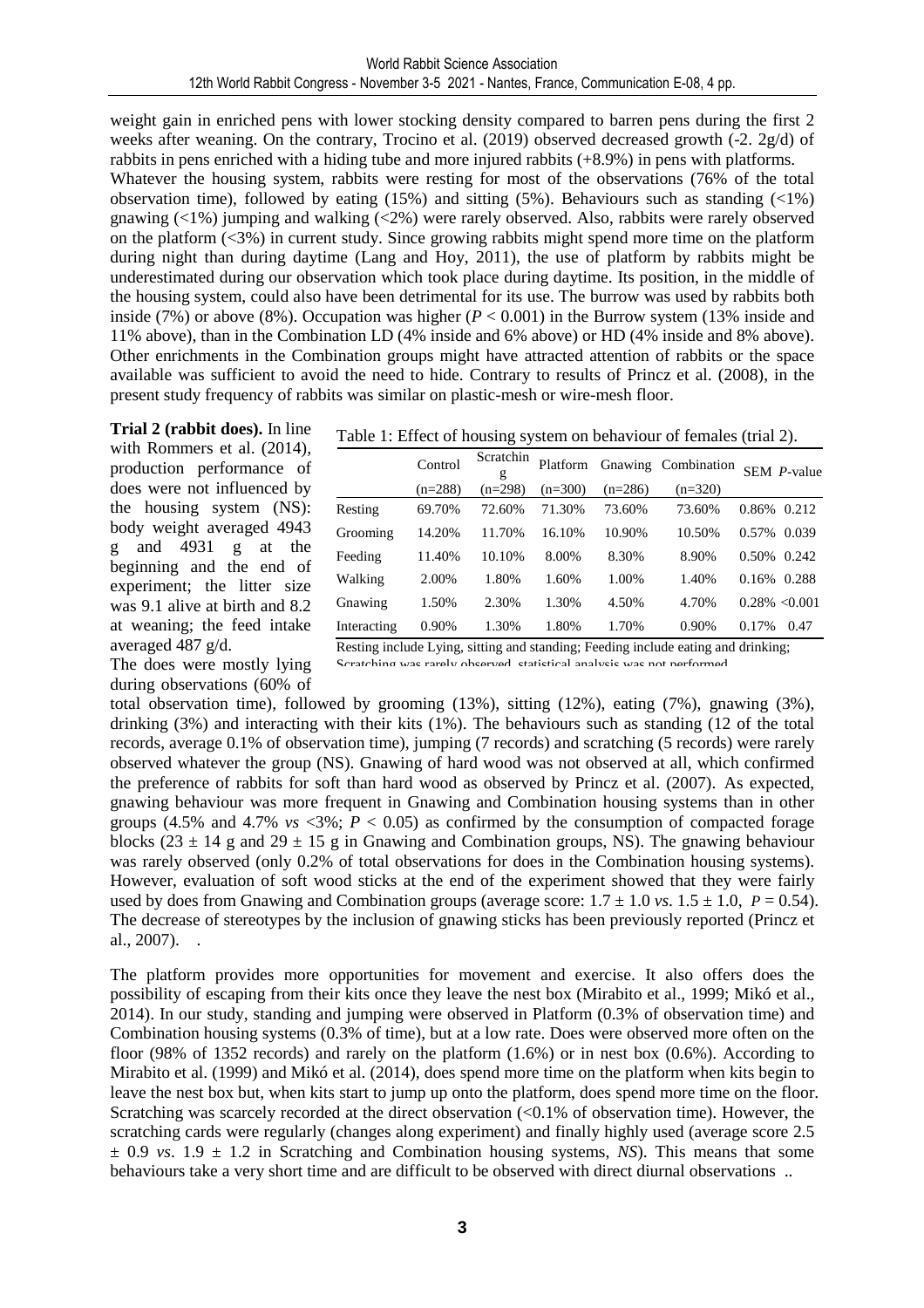weight gain in enriched pens with lower stocking density compared to barren pens during the first 2 weeks after weaning. On the contrary, Trocino et al. (2019) observed decreased growth (-2. 2g/d) of rabbits in pens enriched with a hiding tube and more injured rabbits (+8.9%) in pens with platforms.
Whatever the housing system, rabbits were resting for most of the observations (76% of the total observation time), followed by eating (15%) and sitting (5%). Behaviours such as standing (<1%) gnawing (<1%) jumping and walking (<2%) were rarely observed. Also, rabbits were rarely observed on the platform (<3%) in current study. Since growing rabbits might spend more time on the platform during night than during daytime (Lang and Hoy, 2011), the use of platform by rabbits might be underestimated during our observation which took place during daytime. Its position, in the middle of the housing system, could also have been detrimental for its use. The burrow was used by rabbits both inside (7%) or above (8%). Occupation was higher ($P < 0.001$) in the Burrow system (13% inside and 11% above), than in the Combination LD (4% inside and 6% above) or HD (4% inside and 8% above). Other enrichments in the Combination groups might have attracted attention of rabbits or the space available was sufficient to avoid the need to hide. Contrary to results of Princz et al. (2008), in the present study frequency of rabbits was similar on plastic-mesh or wire-mesh floor.

**Trial 2 (rabbit does).** In line with Rommers et al. (2014), production performance of does were not influenced by the housing system (NS): body weight averaged 4943 g and 4931 g at the beginning and the end of experiment; the litter size was 9.1 alive at birth and 8.2 at weaning; the feed intake averaged 487 g/d.
The does were mostly lying during observations (60% of total observation time), followed by grooming (13%), sitting (12%), eating (7%), gnawing (3%), drinking (3%) and interacting with their kits (1%). The behaviours such as standing (12 of the total records, average 0.1% of observation time), jumping (7 records) and scratching (5 records) were rarely observed whatever the group (NS). Gnawing of hard wood was not observed at all, which confirmed the preference of rabbits for soft than hard wood as observed by Princz et al. (2007). As expected, gnawing behaviour was more frequent in Gnawing and Combination housing systems than in other groups (4.5% and 4.7% *vs* <3%; $P < 0.05$) as confirmed by the consumption of compacted forage blocks (23 ± 14 g and 29 ± 15 g in Gnawing and Combination groups, NS). The gnawing behaviour was rarely observed (only 0.2% of total observations for does in the Combination housing systems). However, evaluation of soft wood sticks at the end of the experiment showed that they were fairly used by does from Gnawing and Combination groups (average score: 1.7 ± 1.0 *vs*. 1.5 ± 1.0, $P = 0.54$). The decrease of stereotypes by the inclusion of gnawing sticks has been previously reported (Princz et al., 2007). .

Table 1: Effect of housing system on behaviour of females (trial 2).

| | Control (n=288) | Scratching (n=298) | Platform (n=300) | Gnawing (n=286) | Combination (n=320) | SEM | *P*-value |
|---|---|---|---|---|---|---|---|
| Resting | 69.70% | 72.60% | 71.30% | 73.60% | 73.60% | 0.86% | 0.212 |
| Grooming | 14.20% | 11.70% | 16.10% | 10.90% | 10.50% | 0.57% | 0.039 |
| Feeding | 11.40% | 10.10% | 8.00% | 8.30% | 8.90% | 0.50% | 0.242 |
| Walking | 2.00% | 1.80% | 1.60% | 1.00% | 1.40% | 0.16% | 0.288 |
| Gnawing | 1.50% | 2.30% | 1.30% | 4.50% | 4.70% | 0.28% | <0.001 |
| Interacting | 0.90% | 1.30% | 1.80% | 1.70% | 0.90% | 0.17% | 0.47 |

Resting include Lying, sitting and standing; Feeding include eating and drinking; Scratching was rarely observed, statistical analysis was not performed

The platform provides more opportunities for movement and exercise. It also offers does the possibility of escaping from their kits once they leave the nest box (Mirabito et al., 1999; Mikó et al., 2014). In our study, standing and jumping were observed in Platform (0.3% of observation time) and Combination housing systems (0.3% of time), but at a low rate. Does were observed more often on the floor (98% of 1352 records) and rarely on the platform (1.6%) or in nest box (0.6%). According to Mirabito et al. (1999) and Mikó et al. (2014), does spend more time on the platform when kits begin to leave the nest box but, when kits start to jump up onto the platform, does spend more time on the floor. Scratching was scarcely recorded at the direct observation (<0.1% of observation time). However, the scratching cards were regularly (changes along experiment) and finally highly used (average score 2.5 ± 0.9 *vs*. 1.9 ± 1.2 in Scratching and Combination housing systems, *NS*). This means that some behaviours take a very short time and are difficult to be observed with direct diurnal observations ..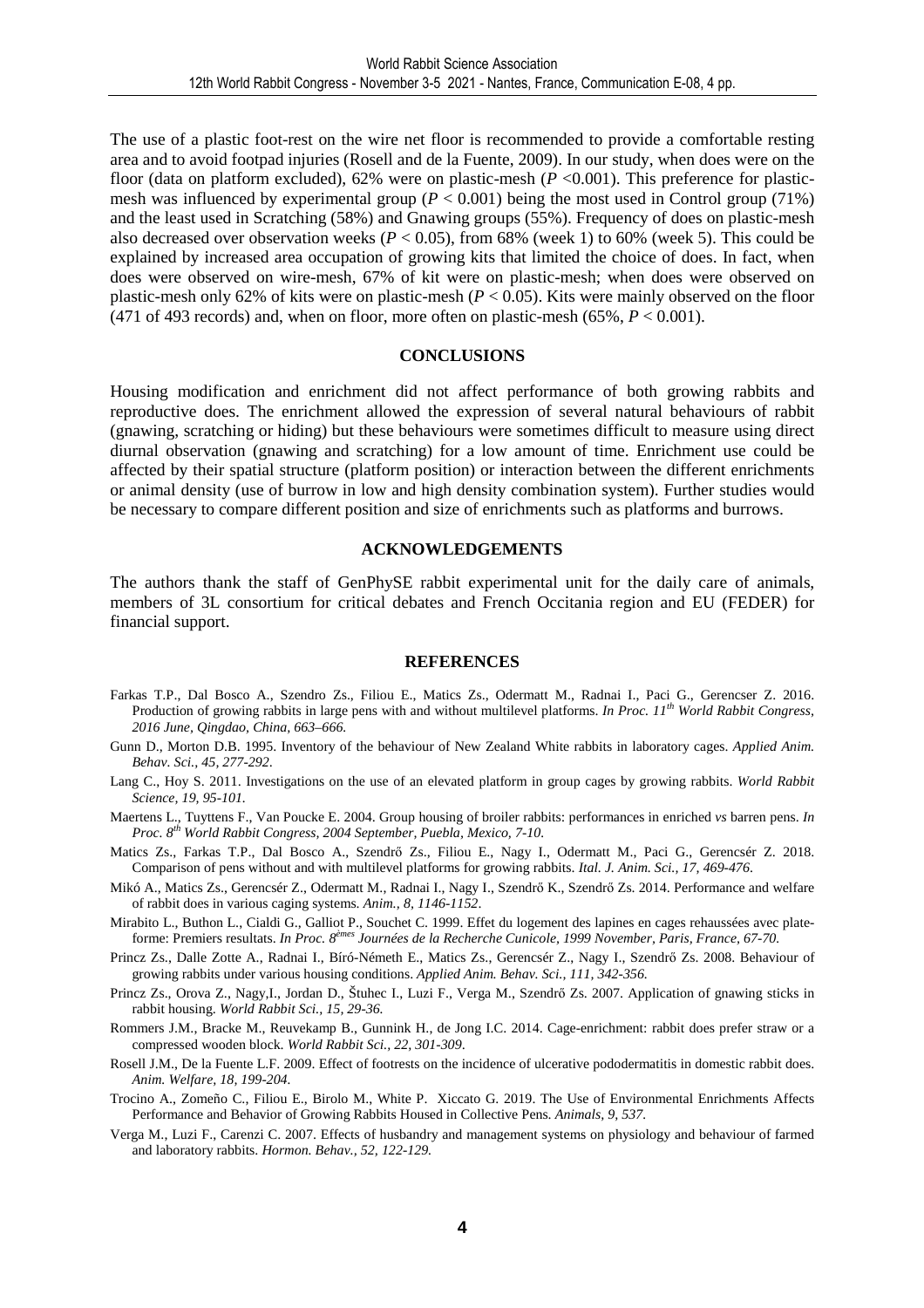The use of a plastic foot-rest on the wire net floor is recommended to provide a comfortable resting area and to avoid footpad injuries (Rosell and de la Fuente, 2009). In our study, when does were on the floor (data on platform excluded), 62% were on plastic-mesh ($P$ <0.001). This preference for plastic-mesh was influenced by experimental group ($P < 0.001$) being the most used in Control group (71%) and the least used in Scratching (58%) and Gnawing groups (55%). Frequency of does on plastic-mesh also decreased over observation weeks ($P < 0.05$), from 68% (week 1) to 60% (week 5). This could be explained by increased area occupation of growing kits that limited the choice of does. In fact, when does were observed on wire-mesh, 67% of kit were on plastic-mesh; when does were observed on plastic-mesh only 62% of kits were on plastic-mesh ($P < 0.05$). Kits were mainly observed on the floor (471 of 493 records) and, when on floor, more often on plastic-mesh (65%, $P < 0.001$).

## CONCLUSIONS

Housing modification and enrichment did not affect performance of both growing rabbits and reproductive does. The enrichment allowed the expression of several natural behaviours of rabbit (gnawing, scratching or hiding) but these behaviours were sometimes difficult to measure using direct diurnal observation (gnawing and scratching) for a low amount of time. Enrichment use could be affected by their spatial structure (platform position) or interaction between the different enrichments or animal density (use of burrow in low and high density combination system). Further studies would be necessary to compare different position and size of enrichments such as platforms and burrows.

## ACKNOWLEDGEMENTS

The authors thank the staff of GenPhySE rabbit experimental unit for the daily care of animals, members of 3L consortium for critical debates and French Occitania region and EU (FEDER) for financial support.

## REFERENCES

Farkas T.P., Dal Bosco A., Szendro Zs., Filiou E., Matics Zs., Odermatt M., Radnai I., Paci G., Gerencser Z. 2016. Production of growing rabbits in large pens with and without multilevel platforms. *In Proc. 11th World Rabbit Congress, 2016 June, Qingdao, China, 663–666.*

Gunn D., Morton D.B. 1995. Inventory of the behaviour of New Zealand White rabbits in laboratory cages. *Applied Anim. Behav. Sci., 45, 277-292.*

Lang C., Hoy S. 2011. Investigations on the use of an elevated platform in group cages by growing rabbits. *World Rabbit Science, 19, 95-101.*

Maertens L., Tuyttens F., Van Poucke E. 2004. Group housing of broiler rabbits: performances in enriched *vs* barren pens. *In Proc. 8th World Rabbit Congress, 2004 September, Puebla, Mexico, 7-10.*

Matics Zs., Farkas T.P., Dal Bosco A., Szendrő Zs., Filiou E., Nagy I., Odermatt M., Paci G., Gerencsér Z. 2018. Comparison of pens without and with multilevel platforms for growing rabbits. *Ital. J. Anim. Sci., 17, 469-476.*

Mikó A., Matics Zs., Gerencsér Z., Odermatt M., Radnai I., Nagy I., Szendrő K., Szendrő Zs. 2014. Performance and welfare of rabbit does in various caging systems. *Anim., 8, 1146-1152.*

Mirabito L., Buthon L., Cialdi G., Galliot P., Souchet C. 1999. Effet du logement des lapines en cages rehaussées avec plate-forme: Premiers resultats. *In Proc. 8èmes Journées de la Recherche Cunicole, 1999 November, Paris, France, 67-70.*

Princz Zs., Dalle Zotte A., Radnai I., Bíró-Németh E., Matics Zs., Gerencsér Z., Nagy I., Szendrő Zs. 2008. Behaviour of growing rabbits under various housing conditions. *Applied Anim. Behav. Sci., 111, 342-356.*

Princz Zs., Orova Z., Nagy,I., Jordan D., Štuhec I., Luzi F., Verga M., Szendrő Zs. 2007. Application of gnawing sticks in rabbit housing. *World Rabbit Sci., 15, 29-36.*

Rommers J.M., Bracke M., Reuvekamp B., Gunnink H., de Jong I.C. 2014. Cage-enrichment: rabbit does prefer straw or a compressed wooden block. *World Rabbit Sci., 22, 301-309.*

Rosell J.M., De la Fuente L.F. 2009. Effect of footrests on the incidence of ulcerative pododermatitis in domestic rabbit does. *Anim. Welfare, 18, 199-204.*

Trocino A., Zomeño C., Filiou E., Birolo M., White P. Xiccato G. 2019. The Use of Environmental Enrichments Affects Performance and Behavior of Growing Rabbits Housed in Collective Pens. *Animals, 9, 537.*

Verga M., Luzi F., Carenzi C. 2007. Effects of husbandry and management systems on physiology and behaviour of farmed and laboratory rabbits. *Hormon. Behav., 52, 122-129.*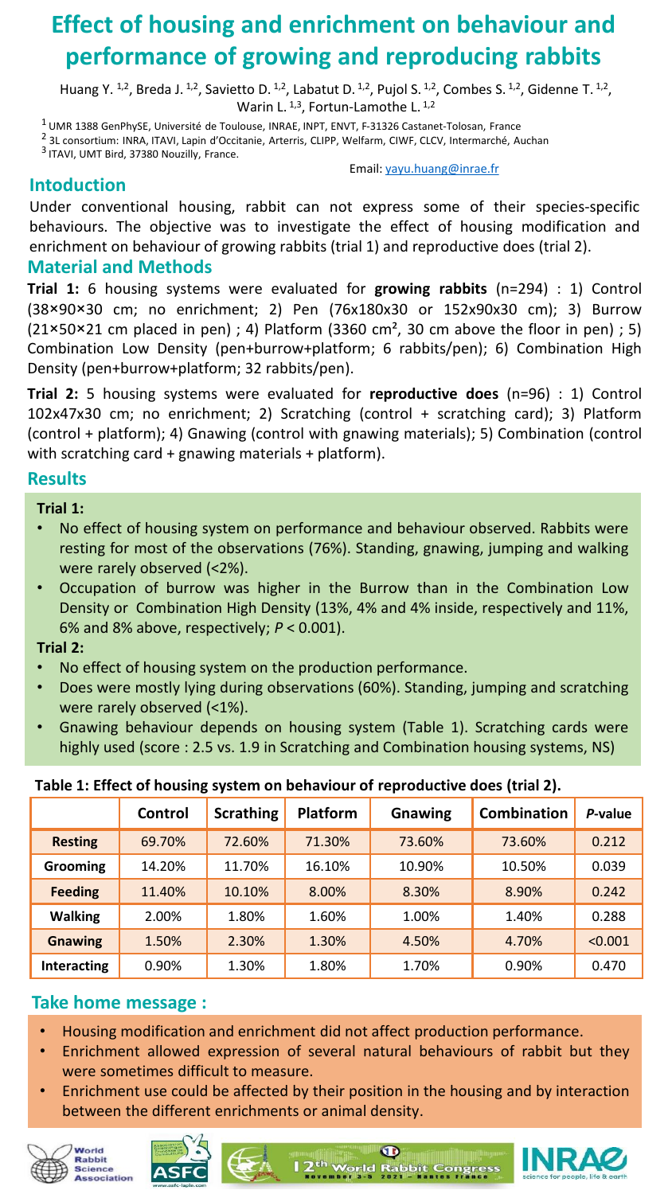# Effect of housing and enrichment on behaviour and performance of growing and reproducing rabbits

Huang Y. [1,2], Breda J. [1,2], Savietto D. [1,2], Labatut D. [1,2], Pujol S. [1,2], Combes S. [1,2], Gidenne T. [1,2], Warin L. [1,3], Fortun-Lamothe L. [1,2]

[1] UMR 1388 GenPhySE, Université de Toulouse, INRAE, INPT, ENVT, F-31326 Castanet-Tolosan, France
[2] 3L consortium: INRA, ITAVI, Lapin d'Occitanie, Arterris, CLIPP, Welfarm, CIWF, CLCV, Intermarché, Auchan
[3] ITAVI, UMT Bird, 37380 Nouzilly, France.

Email: yayu.huang@inrae.fr

## Intoduction

Under conventional housing, rabbit can not express some of their species-specific behaviours. The objective was to investigate the effect of housing modification and enrichment on behaviour of growing rabbits (trial 1) and reproductive does (trial 2).

## Material and Methods

**Trial 1:** 6 housing systems were evaluated for **growing rabbits** (n=294) : 1) Control (38×90×30 cm; no enrichment; 2) Pen (76x180x30 or 152x90x30 cm); 3) Burrow (21×50×21 cm placed in pen) ; 4) Platform (3360 cm², 30 cm above the floor in pen) ; 5) Combination Low Density (pen+burrow+platform; 6 rabbits/pen); 6) Combination High Density (pen+burrow+platform; 32 rabbits/pen).

**Trial 2:** 5 housing systems were evaluated for **reproductive does** (n=96) : 1) Control 102x47x30 cm; no enrichment; 2) Scratching (control + scratching card); 3) Platform (control + platform); 4) Gnawing (control with gnawing materials); 5) Combination (control with scratching card + gnawing materials + platform).

## Results

**Trial 1:**

- No effect of housing system on performance and behaviour observed. Rabbits were resting for most of the observations (76%). Standing, gnawing, jumping and walking were rarely observed (<2%).
- Occupation of burrow was higher in the Burrow than in the Combination Low Density or Combination High Density (13%, 4% and 4% inside, respectively and 11%, 6% and 8% above, respectively; $P < 0.001$).

**Trial 2:**

- No effect of housing system on the production performance.
- Does were mostly lying during observations (60%). Standing, jumping and scratching were rarely observed (<1%).
- Gnawing behaviour depends on housing system (Table 1). Scratching cards were highly used (score : 2.5 vs. 1.9 in Scratching and Combination housing systems, NS)

**Table 1: Effect of housing system on behaviour of reproductive does (trial 2).**

| | Control | Scrathing | Platform | Gnawing | Combination | *P*-value |
|---|---|---|---|---|---|---|
| **Resting** | 69.70% | 72.60% | 71.30% | 73.60% | 73.60% | 0.212 |
| **Grooming** | 14.20% | 11.70% | 16.10% | 10.90% | 10.50% | 0.039 |
| **Feeding** | 11.40% | 10.10% | 8.00% | 8.30% | 8.90% | 0.242 |
| **Walking** | 2.00% | 1.80% | 1.60% | 1.00% | 1.40% | 0.288 |
| **Gnawing** | 1.50% | 2.30% | 1.30% | 4.50% | 4.70% | <0.001 |
| **Interacting** | 0.90% | 1.30% | 1.80% | 1.70% | 0.90% | 0.470 |

## Take home message :

- Housing modification and enrichment did not affect production performance.
- Enrichment allowed expression of several natural behaviours of rabbit but they were sometimes difficult to measure.
- Enrichment use could be affected by their position in the housing and by interaction between the different enrichments or animal density.

World Rabbit Science Association · ASFC · 12th World Rabbit Congress, November 3-5 2021 – Nantes France · INRAE science for people, life & earth